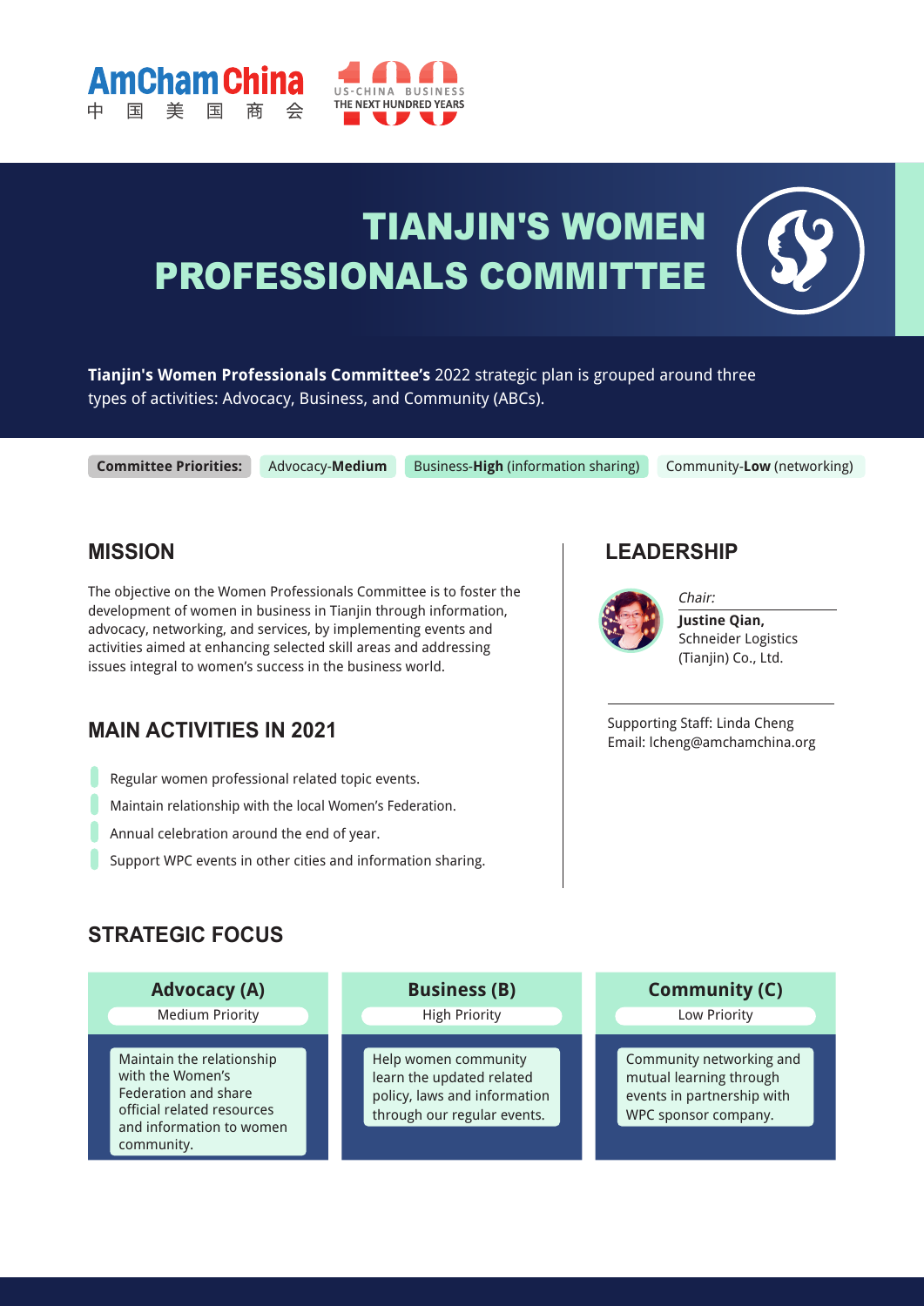AmCham China 中国美国商会

US-CHINA BUSINESS 100 THE NEXT HUNDRED YEARS

# TIANJIN'S WOMEN PROFESSIONALS COMMITTEE

**Tianjin's Women Professionals Committee's** 2022 strategic plan is grouped around three types of activities: Advocacy, Business, and Community (ABCs).

**Committee Priorities:** Advocacy-**Medium** | Business-**High** (information sharing) | Community-**Low** (networking)

## MISSION

The objective on the Women Professionals Committee is to foster the development of women in business in Tianjin through information, advocacy, networking, and services, by implementing events and activities aimed at enhancing selected skill areas and addressing issues integral to women's success in the business world.

## MAIN ACTIVITIES IN 2021

- Regular women professional related topic events.
- Maintain relationship with the local Women's Federation.
- Annual celebration around the end of year.
- Support WPC events in other cities and information sharing.

## LEADERSHIP

*Chair:*
**Justine Qian,**
Schneider Logistics (Tianjin) Co., Ltd.

Supporting Staff: Linda Cheng
Email: lcheng@amchamchina.org

## STRATEGIC FOCUS

| Advocacy (A) | Business (B) | Community (C) |
|---|---|---|
| Medium Priority | High Priority | Low Priority |
| Maintain the relationship with the Women's Federation and share official related resources and information to women community. | Help women community learn the updated related policy, laws and information through our regular events. | Community networking and mutual learning through events in partnership with WPC sponsor company. |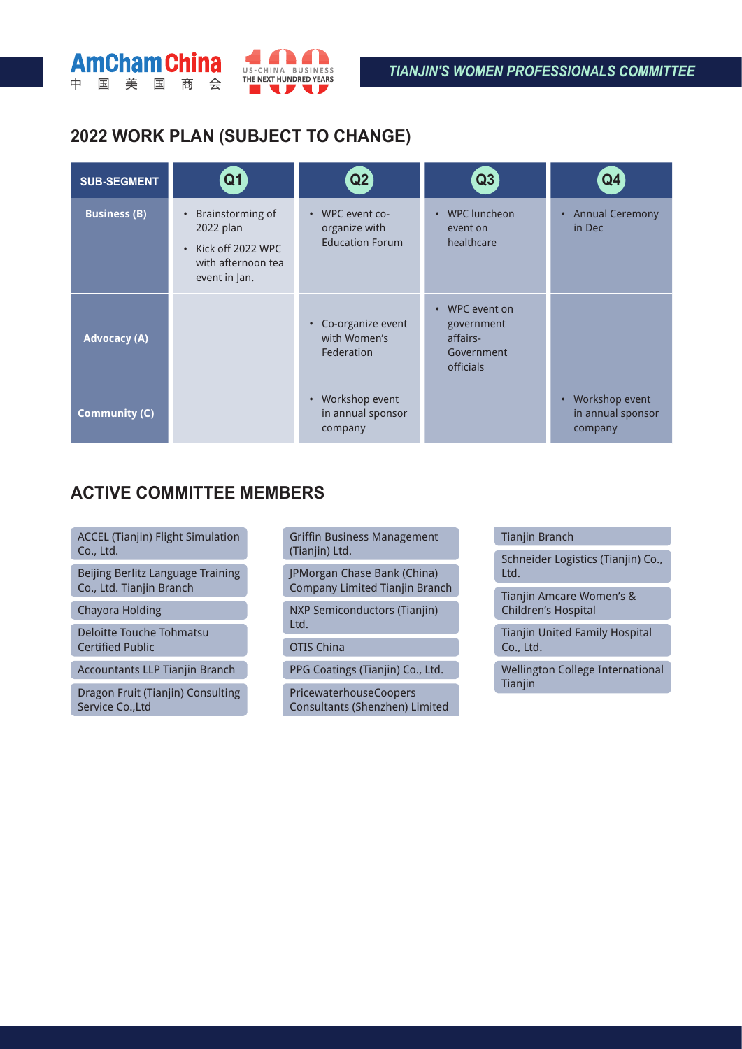## 2022 WORK PLAN (SUBJECT TO CHANGE)

| SUB-SEGMENT | Q1 | Q2 | Q3 | Q4 |
|---|---|---|---|---|
| Business (B) | • Brainstorming of 2022 plan<br>• Kick off 2022 WPC with afternoon tea event in Jan. | • WPC event co-organize with Education Forum | • WPC luncheon event on healthcare | • Annual Ceremony in Dec |
| Advocacy (A) | | • Co-organize event with Women's Federation | • WPC event on government affairs-Government officials | |
| Community (C) | | • Workshop event in annual sponsor company | | • Workshop event in annual sponsor company |

## ACTIVE COMMITTEE MEMBERS

- ACCEL (Tianjin) Flight Simulation Co., Ltd.
- Beijing Berlitz Language Training Co., Ltd. Tianjin Branch
- Chayora Holding
- Deloitte Touche Tohmatsu Certified Public
- Accountants LLP Tianjin Branch
- Dragon Fruit (Tianjin) Consulting Service Co.,Ltd
- Griffin Business Management (Tianjin) Ltd.
- JPMorgan Chase Bank (China) Company Limited Tianjin Branch
- NXP Semiconductors (Tianjin) Ltd.
- OTIS China
- PPG Coatings (Tianjin) Co., Ltd.
- PricewaterhouseCoopers Consultants (Shenzhen) Limited
- Tianjin Branch
- Schneider Logistics (Tianjin) Co., Ltd.
- Tianjin Amcare Women's & Children's Hospital
- Tianjin United Family Hospital Co., Ltd.
- Wellington College International Tianjin